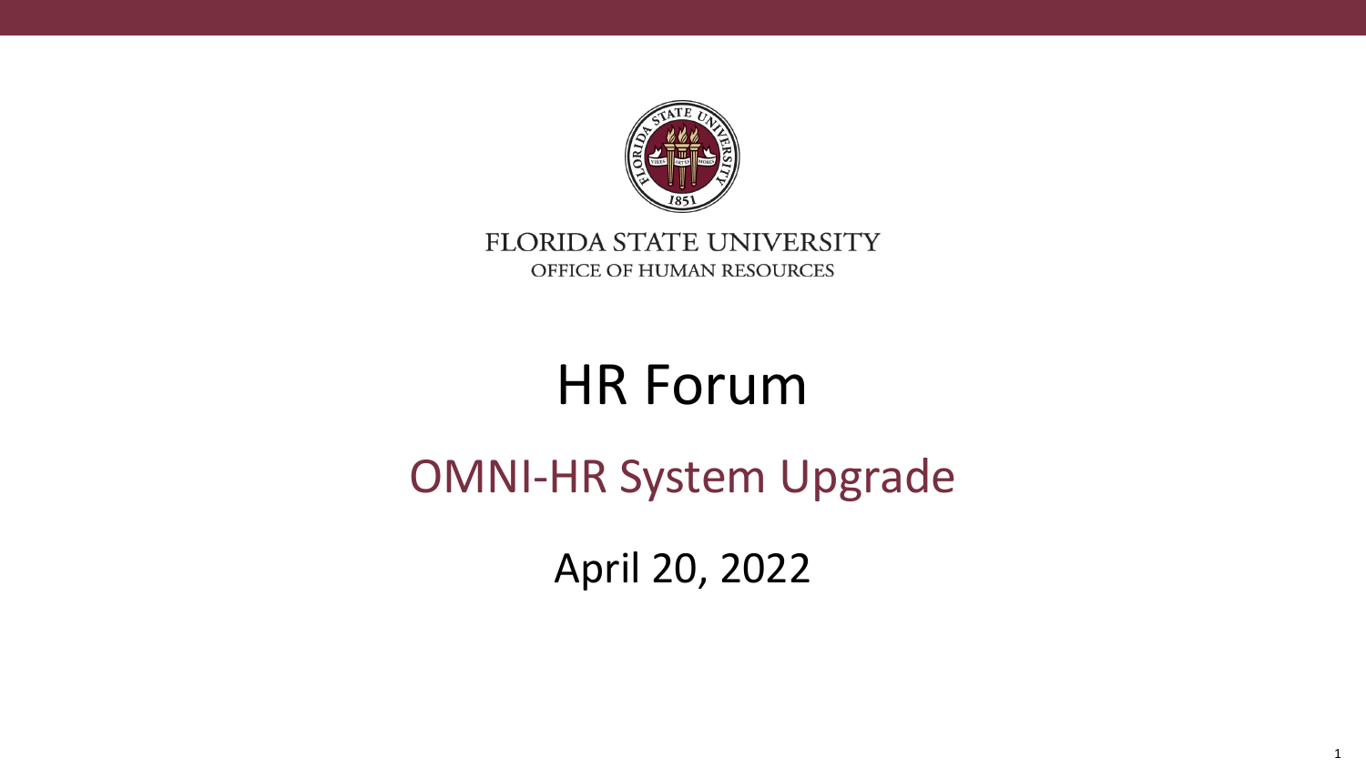FLORIDA STATE UNIVERSITY

OFFICE OF HUMAN RESOURCES

# HR Forum

## OMNI-HR System Upgrade

April 20, 2022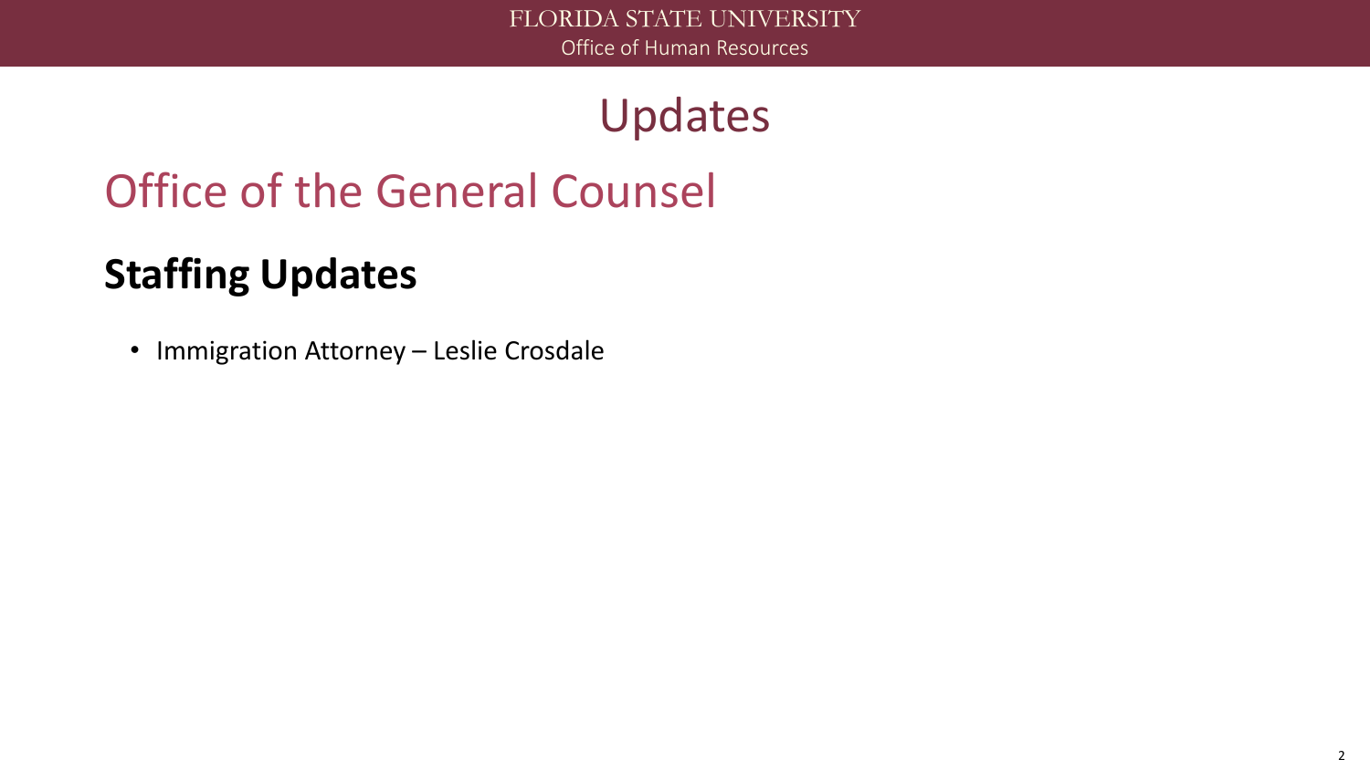# Updates

## Office of the General Counsel

### Staffing Updates

- Immigration Attorney – Leslie Crosdale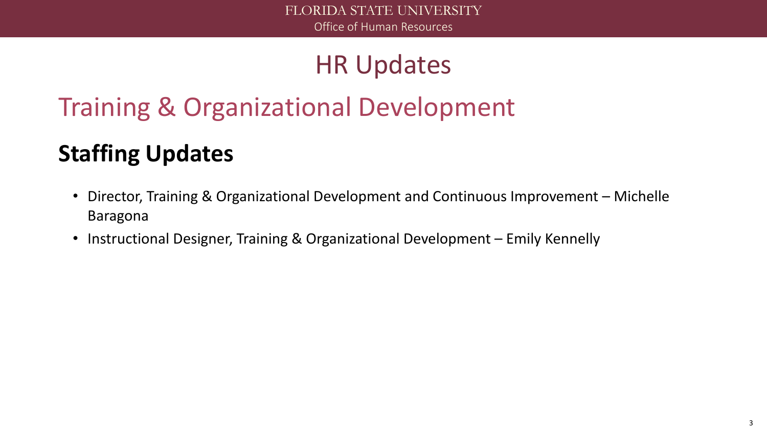# HR Updates

## Training & Organizational Development

### Staffing Updates

- Director, Training & Organizational Development and Continuous Improvement – Michelle Baragona
- Instructional Designer, Training & Organizational Development – Emily Kennelly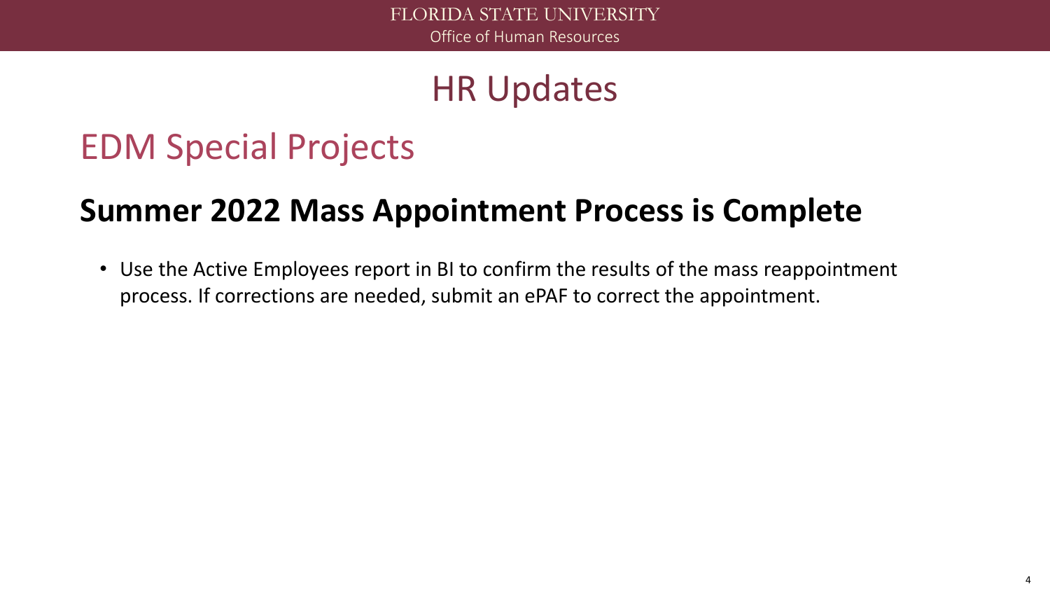# HR Updates

## EDM Special Projects

### Summer 2022 Mass Appointment Process is Complete

- Use the Active Employees report in BI to confirm the results of the mass reappointment process. If corrections are needed, submit an ePAF to correct the appointment.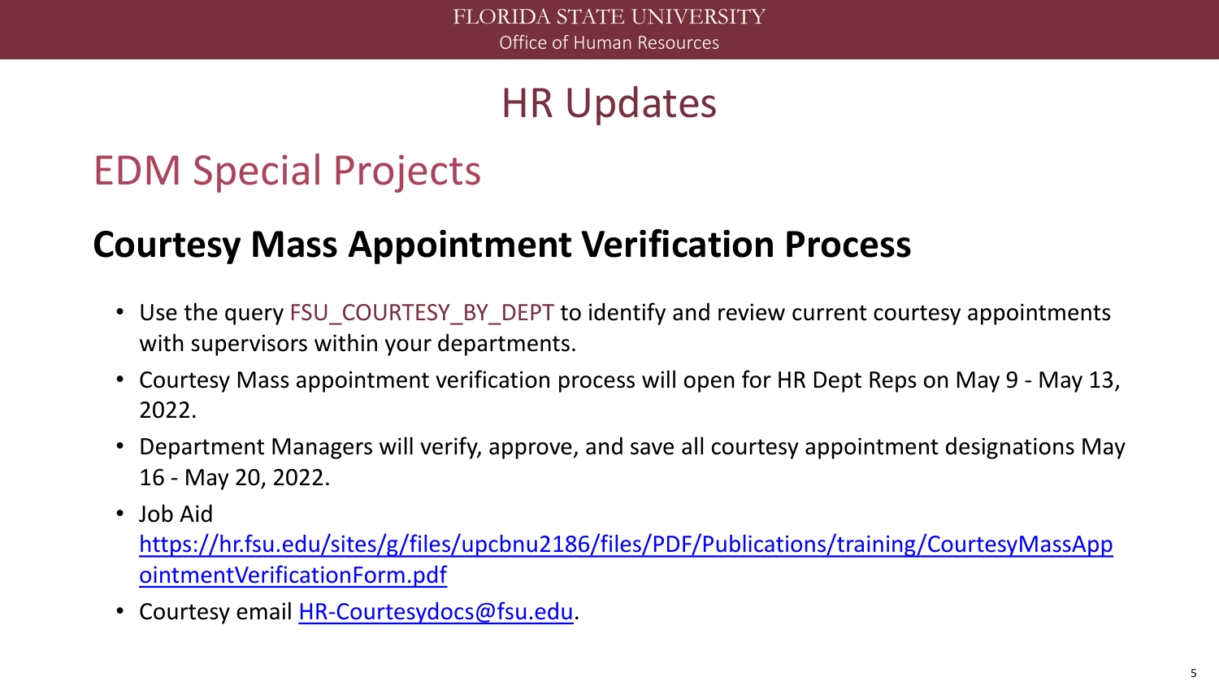# HR Updates

## EDM Special Projects

### Courtesy Mass Appointment Verification Process

- Use the query FSU_COURTESY_BY_DEPT to identify and review current courtesy appointments with supervisors within your departments.
- Courtesy Mass appointment verification process will open for HR Dept Reps on May 9 - May 13, 2022.
- Department Managers will verify, approve, and save all courtesy appointment designations May 16 - May 20, 2022.
- Job Aid https://hr.fsu.edu/sites/g/files/upcbnu2186/files/PDF/Publications/training/CourtesyMassAppointmentVerificationForm.pdf
- Courtesy email HR-Courtesydocs@fsu.edu.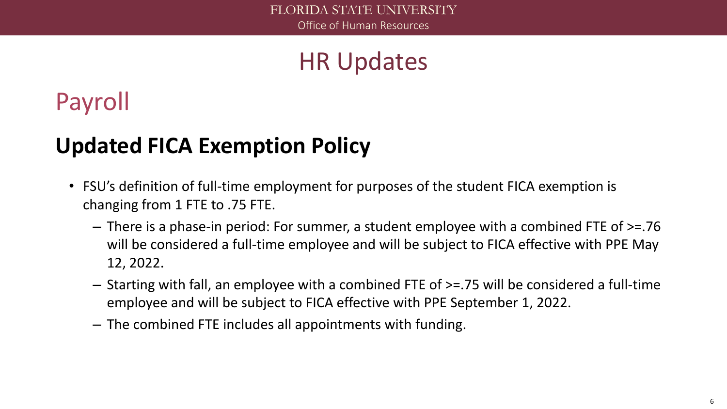# HR Updates

## Payroll

### Updated FICA Exemption Policy

- FSU's definition of full-time employment for purposes of the student FICA exemption is changing from 1 FTE to .75 FTE.
  - There is a phase-in period: For summer, a student employee with a combined FTE of >=.76 will be considered a full-time employee and will be subject to FICA effective with PPE May 12, 2022.
  - Starting with fall, an employee with a combined FTE of >=.75 will be considered a full-time employee and will be subject to FICA effective with PPE September 1, 2022.
  - The combined FTE includes all appointments with funding.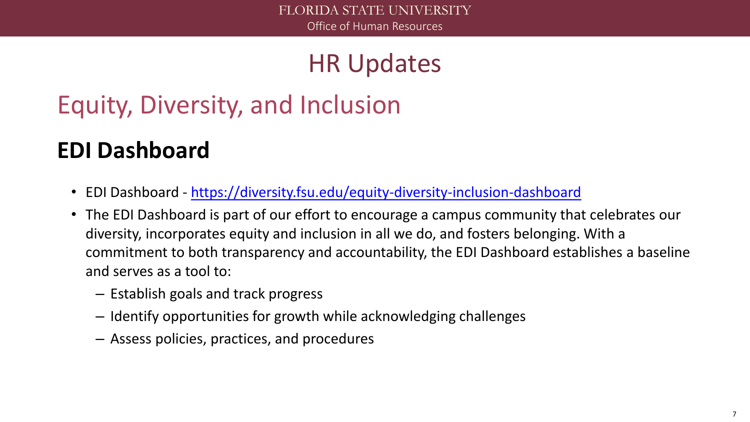# HR Updates

## Equity, Diversity, and Inclusion

### EDI Dashboard

- EDI Dashboard - [https://diversity.fsu.edu/equity-diversity-inclusion-dashboard](https://diversity.fsu.edu/equity-diversity-inclusion-dashboard)
- The EDI Dashboard is part of our effort to encourage a campus community that celebrates our diversity, incorporates equity and inclusion in all we do, and fosters belonging. With a commitment to both transparency and accountability, the EDI Dashboard establishes a baseline and serves as a tool to:
  - Establish goals and track progress
  - Identify opportunities for growth while acknowledging challenges
  - Assess policies, practices, and procedures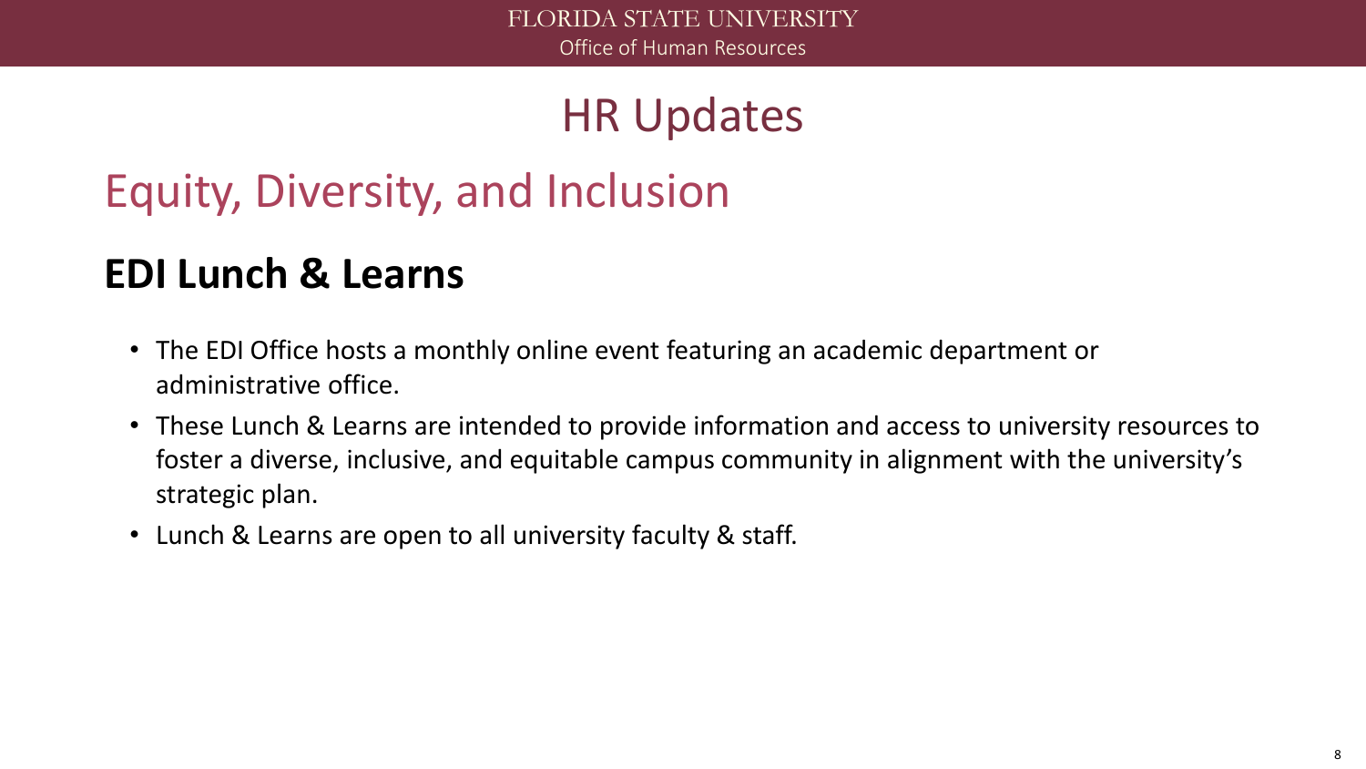# HR Updates

## Equity, Diversity, and Inclusion

### EDI Lunch & Learns

- The EDI Office hosts a monthly online event featuring an academic department or administrative office.
- These Lunch & Learns are intended to provide information and access to university resources to foster a diverse, inclusive, and equitable campus community in alignment with the university's strategic plan.
- Lunch & Learns are open to all university faculty & staff.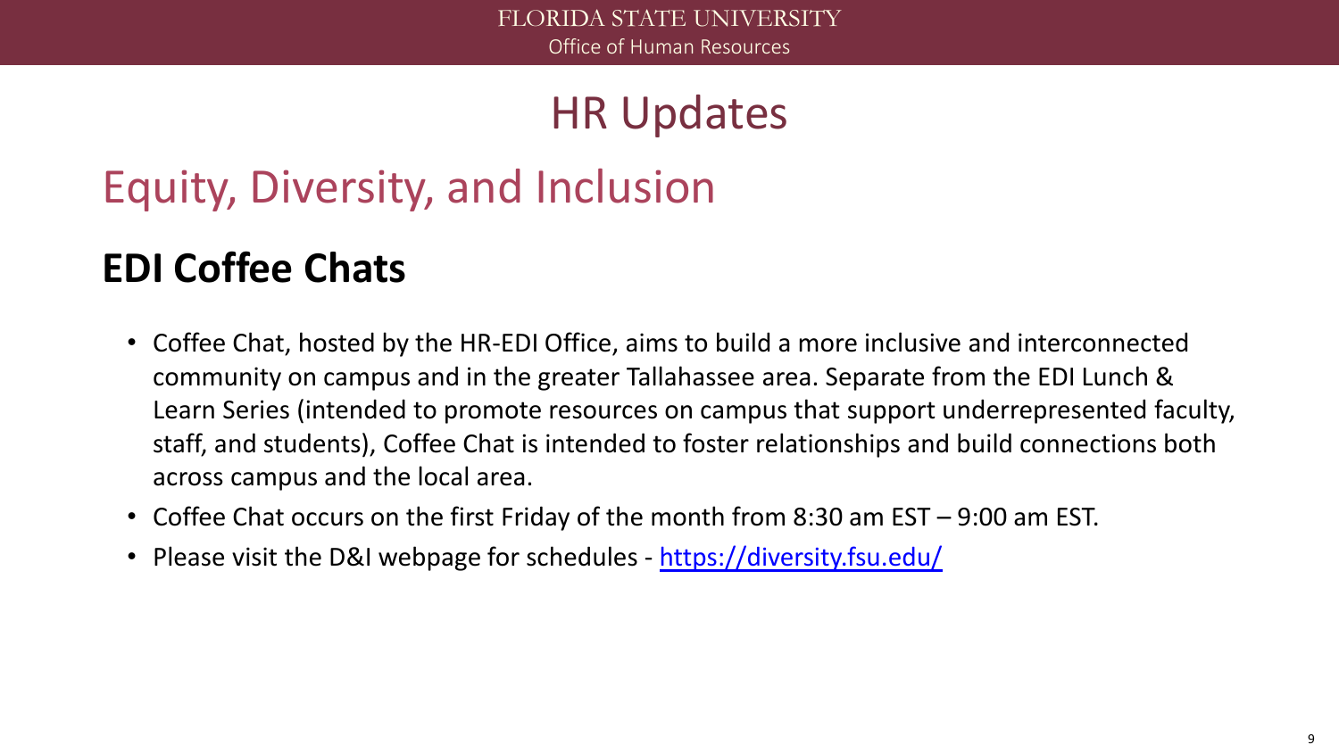# HR Updates

## Equity, Diversity, and Inclusion

### EDI Coffee Chats

- Coffee Chat, hosted by the HR-EDI Office, aims to build a more inclusive and interconnected community on campus and in the greater Tallahassee area. Separate from the EDI Lunch & Learn Series (intended to promote resources on campus that support underrepresented faculty, staff, and students), Coffee Chat is intended to foster relationships and build connections both across campus and the local area.
- Coffee Chat occurs on the first Friday of the month from 8:30 am EST – 9:00 am EST.
- Please visit the D&I webpage for schedules - https://diversity.fsu.edu/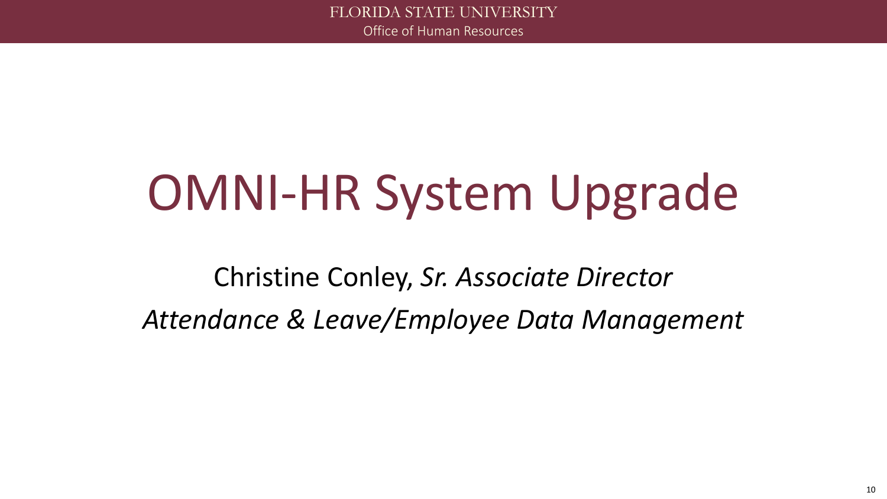# OMNI-HR System Upgrade

Christine Conley, *Sr. Associate Director*

*Attendance & Leave/Employee Data Management*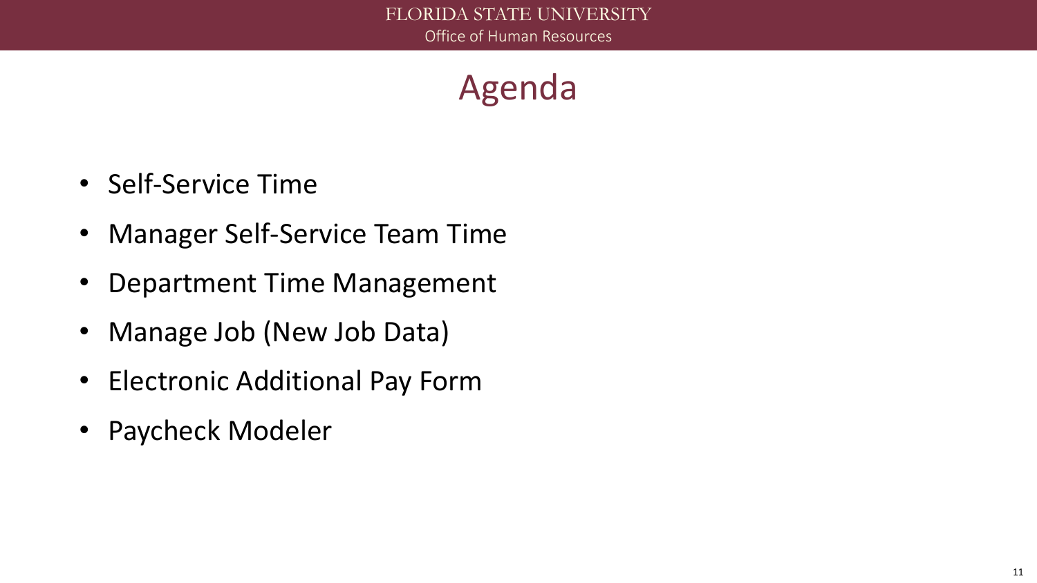# Agenda

- Self-Service Time
- Manager Self-Service Team Time
- Department Time Management
- Manage Job (New Job Data)
- Electronic Additional Pay Form
- Paycheck Modeler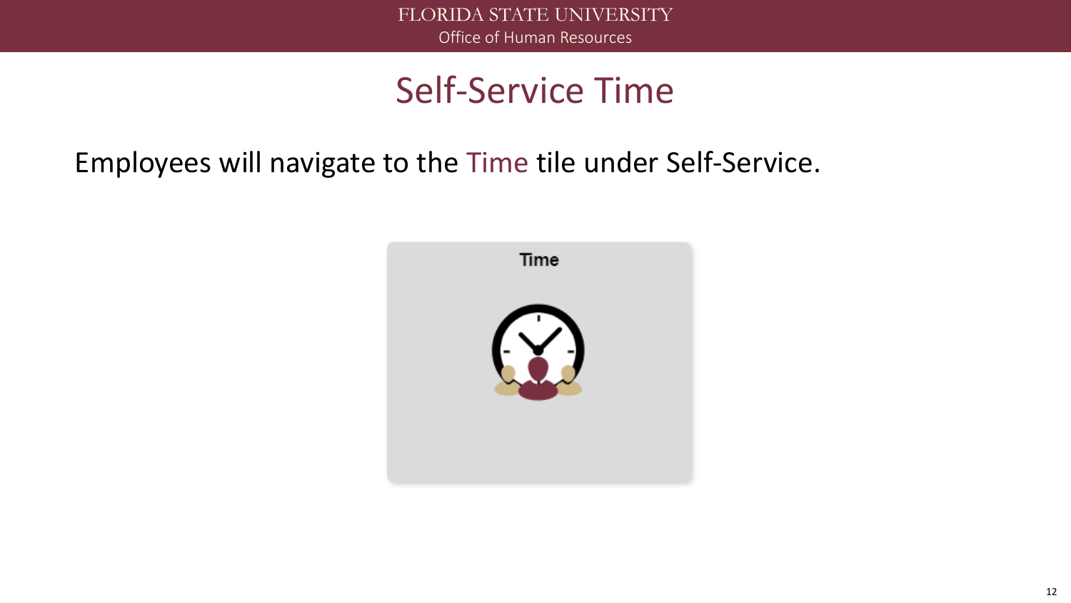# Self-Service Time

Employees will navigate to the Time tile under Self-Service.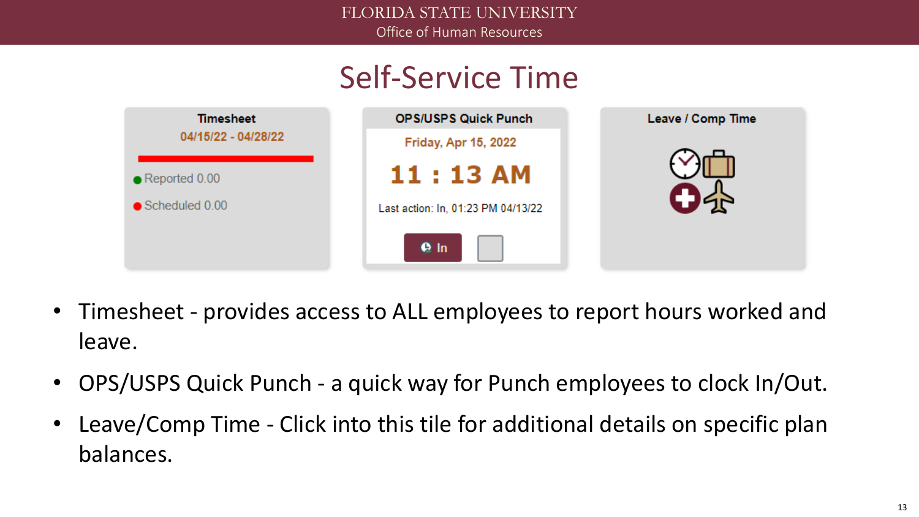# Self-Service Time

| Timesheet | OPS/USPS Quick Punch | Leave / Comp Time |
| --- | --- | --- |
| 04/15/22 - 04/28/22 | Friday, Apr 15, 2022 | |
| Reported 0.00 | 11 : 13 AM | |
| Scheduled 0.00 | Last action: In, 01:23 PM 04/13/22 | |
| | In | |

- Timesheet - provides access to ALL employees to report hours worked and leave.
- OPS/USPS Quick Punch - a quick way for Punch employees to clock In/Out.
- Leave/Comp Time - Click into this tile for additional details on specific plan balances.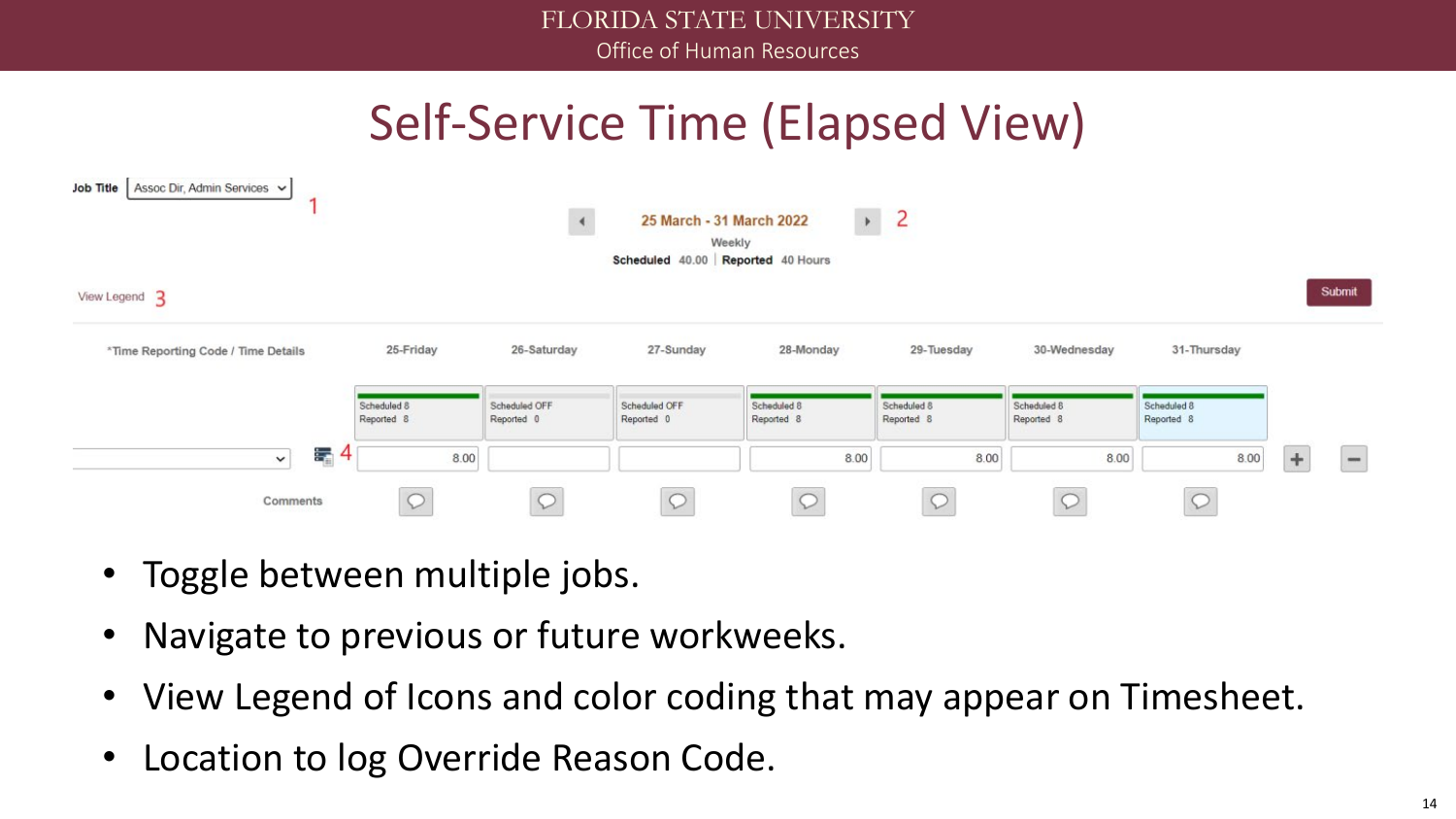# Self-Service Time (Elapsed View)

Job Title: Assoc Dir, Admin Services **1**

25 March - 31 March 2022 **2**

Weekly

**Scheduled** 40.00 | **Reported** 40 Hours

View Legend **3**

Submit

| *Time Reporting Code / Time Details | 25-Friday | 26-Saturday | 27-Sunday | 28-Monday | 29-Tuesday | 30-Wednesday | 31-Thursday |
|---|---|---|---|---|---|---|---|
| | Scheduled 8 Reported 8 | Scheduled OFF Reported 0 | Scheduled OFF Reported 0 | Scheduled 8 Reported 8 | Scheduled 8 Reported 8 | Scheduled 8 Reported 8 | Scheduled 8 Reported 8 |
| **4** | 8.00 | | | 8.00 | 8.00 | 8.00 | 8.00 |
| Comments | | | | | | | |

- Toggle between multiple jobs.
- Navigate to previous or future workweeks.
- View Legend of Icons and color coding that may appear on Timesheet.
- Location to log Override Reason Code.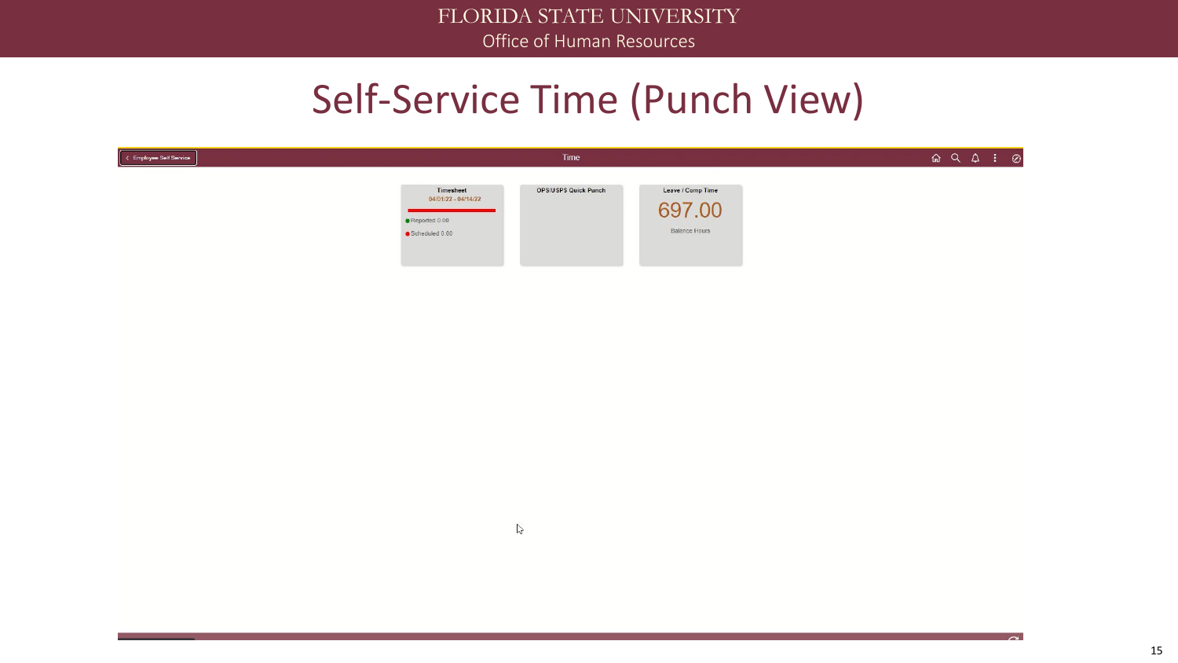# Self-Service Time (Punch View)

Employee Self Service

Time

**Timesheet**
04/01/22 - 04/14/22
Reported 0.00
Scheduled 0.00

**OPS/USPS Quick Punch**

**Leave / Comp Time**
697.00
Balance Hours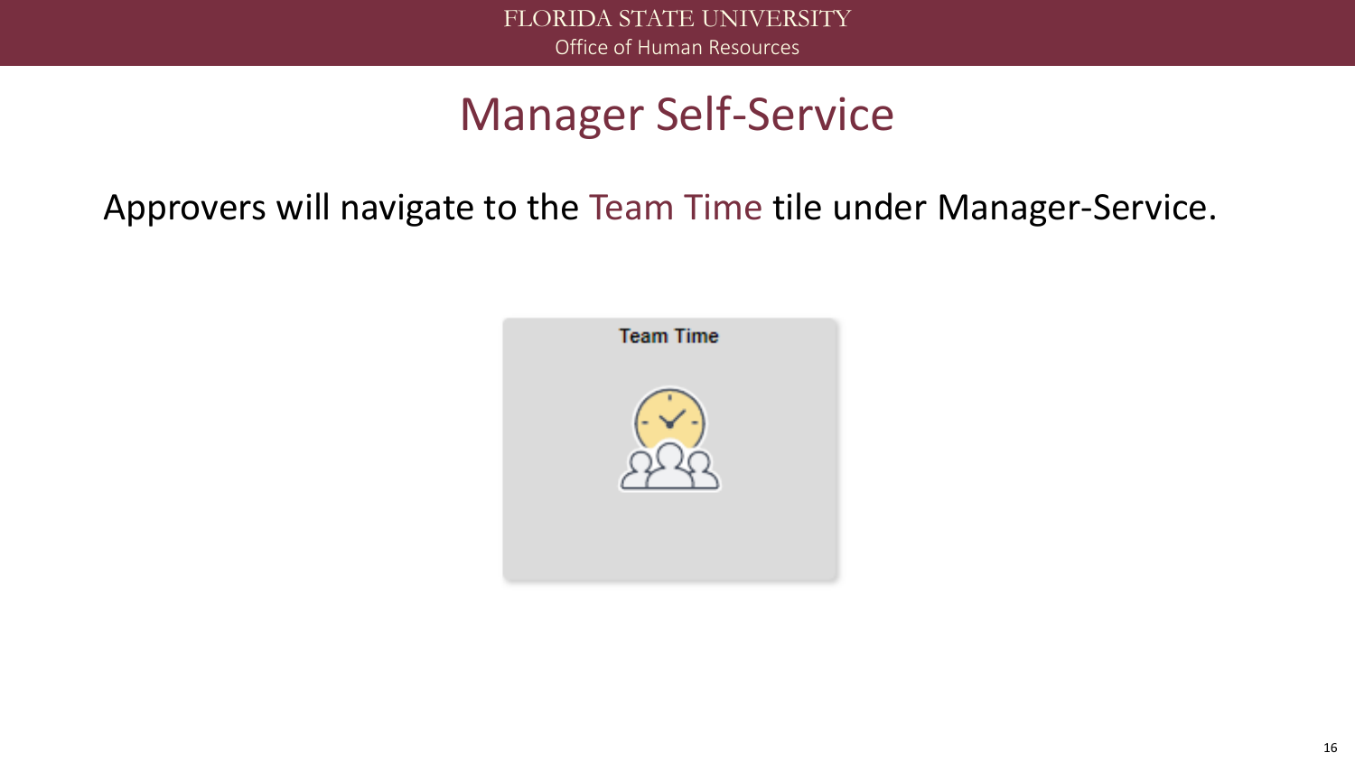# Manager Self-Service

Approvers will navigate to the Team Time tile under Manager-Service.

Team Time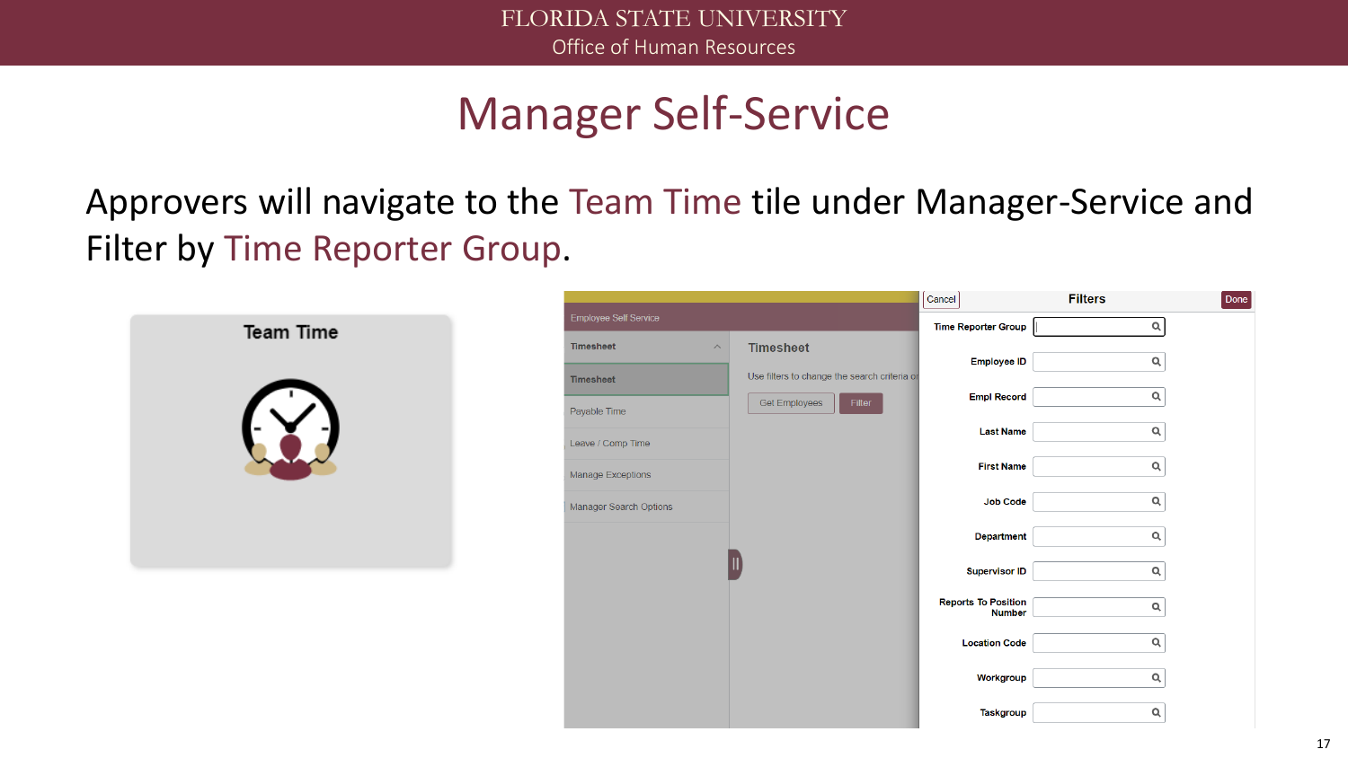# Manager Self-Service

Approvers will navigate to the Team Time tile under Manager-Service and Filter by Time Reporter Group.

Team Time

Employee Self Service

Timesheet

Timesheet

Payable Time

Leave / Comp Time

Manage Exceptions

Manager Search Options

Timesheet

Use filters to change the search criteria o

Get Employees | Filter

Cancel | Filters | Done

Time Reporter Group

Employee ID

Empl Record

Last Name

First Name

Job Code

Department

Supervisor ID

Reports To Position Number

Location Code

Workgroup

Taskgroup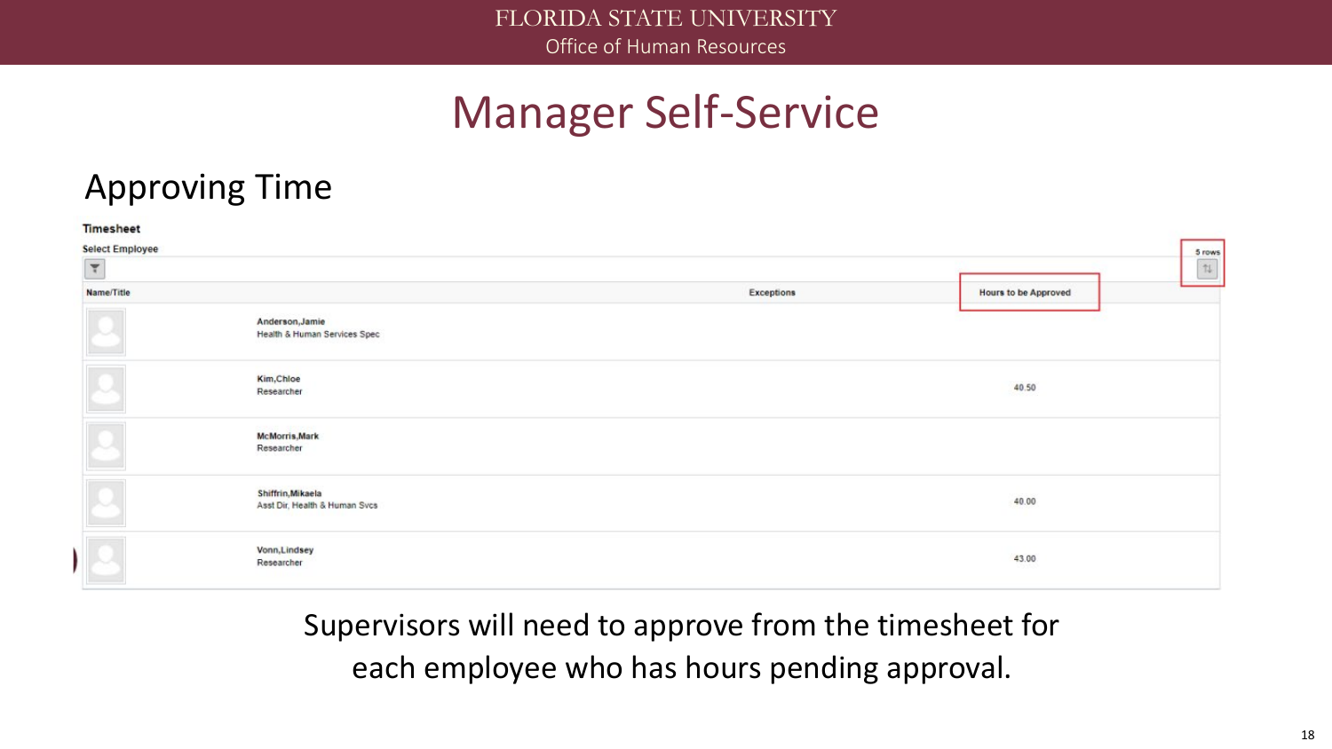# Manager Self-Service

## Approving Time

**Timesheet**

Select Employee

5 rows

| Name/Title | Exceptions | Hours to be Approved |
|---|---|---|
| Anderson,Jamie<br>Health & Human Services Spec | | |
| Kim,Chloe<br>Researcher | | 40.50 |
| McMorris,Mark<br>Researcher | | |
| Shiffrin,Mikaela<br>Asst Dir, Health & Human Svcs | | 40.00 |
| Vonn,Lindsey<br>Researcher | | 43.00 |

Supervisors will need to approve from the timesheet for each employee who has hours pending approval.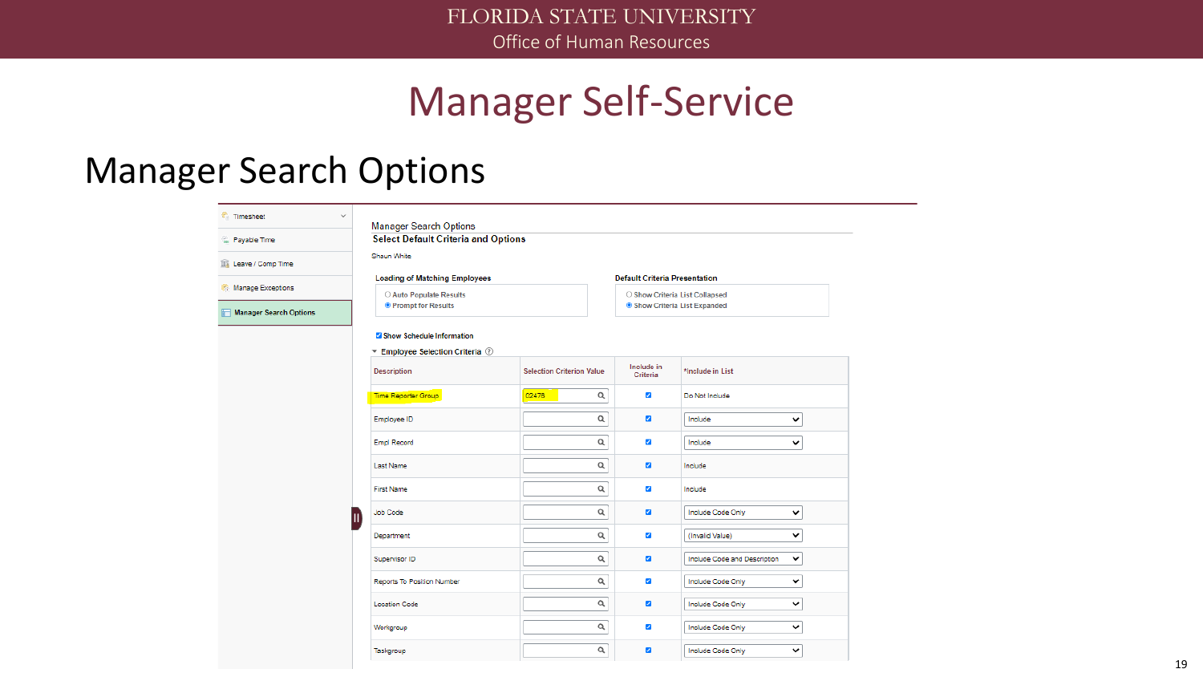# Manager Self-Service

## Manager Search Options

- Timesheet
- Payable Time
- Leave / Comp Time
- Manage Exceptions
- Manager Search Options

Manager Search Options

**Select Default Criteria and Options**

Shaun White

**Loading of Matching Employees**

- Auto Populate Results
- Prompt for Results (selected)

**Default Criteria Presentation**

- Show Criteria List Collapsed
- Show Criteria List Expanded (selected)

☑ Show Schedule Information

**Employee Selection Criteria**

| Description | Selection Criterion Value | Include in Criteria | *Include in List |
|---|---|---|---|
| Time Reporter Group | 02476 | ☑ | Do Not Include |
| Employee ID | | ☑ | Include |
| Empl Record | | ☑ | Include |
| Last Name | | ☑ | Include |
| First Name | | ☑ | Include |
| Job Code | | ☑ | Include Code Only |
| Department | | ☑ | (Invalid Value) |
| Supervisor ID | | ☑ | Include Code and Description |
| Reports To Position Number | | ☑ | Include Code Only |
| Location Code | | ☑ | Include Code Only |
| Workgroup | | ☑ | Include Code Only |
| Taskgroup | | ☑ | Include Code Only |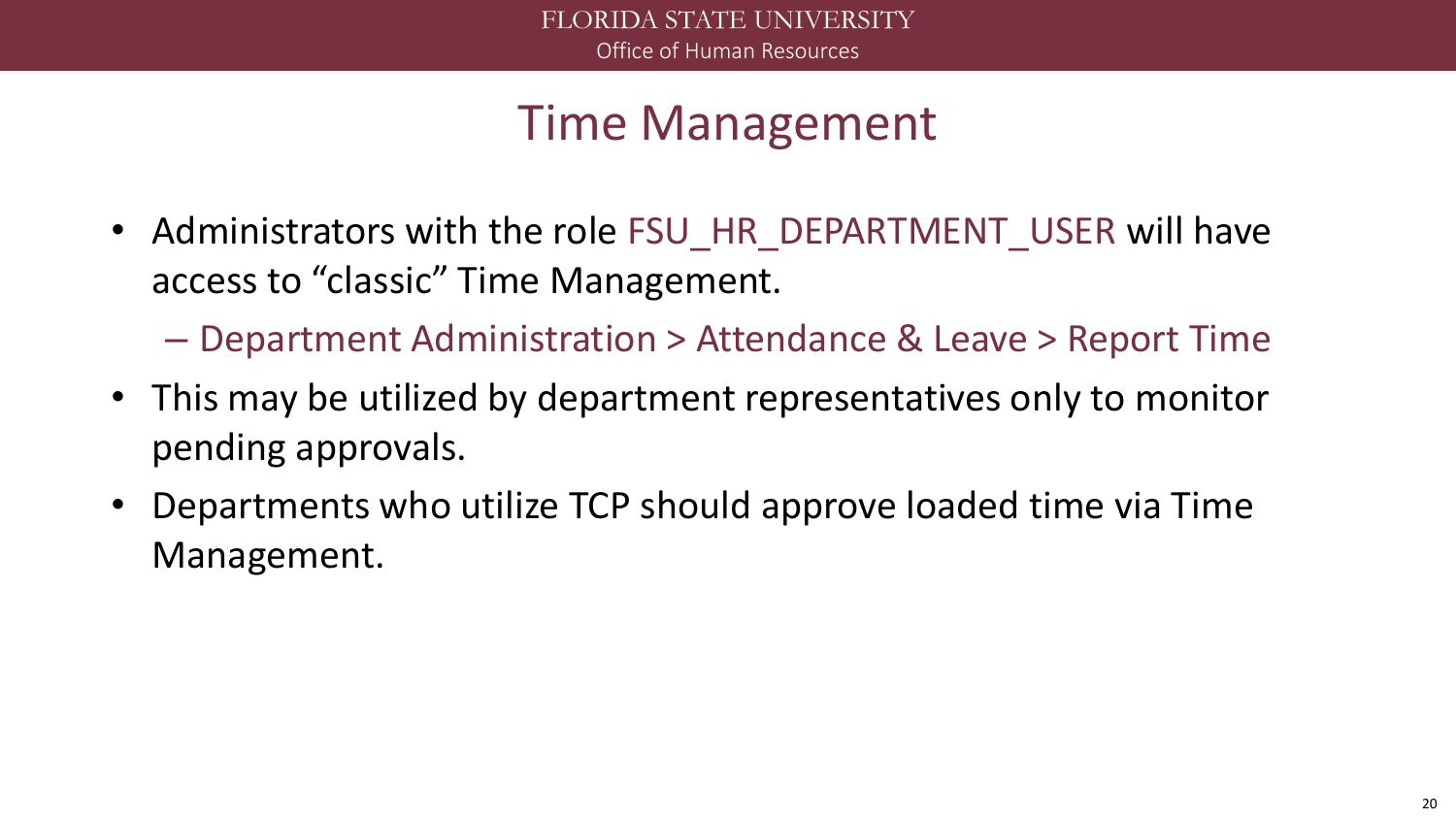# Time Management

- Administrators with the role FSU_HR_DEPARTMENT_USER will have access to "classic" Time Management.
  - Department Administration > Attendance & Leave > Report Time
- This may be utilized by department representatives only to monitor pending approvals.
- Departments who utilize TCP should approve loaded time via Time Management.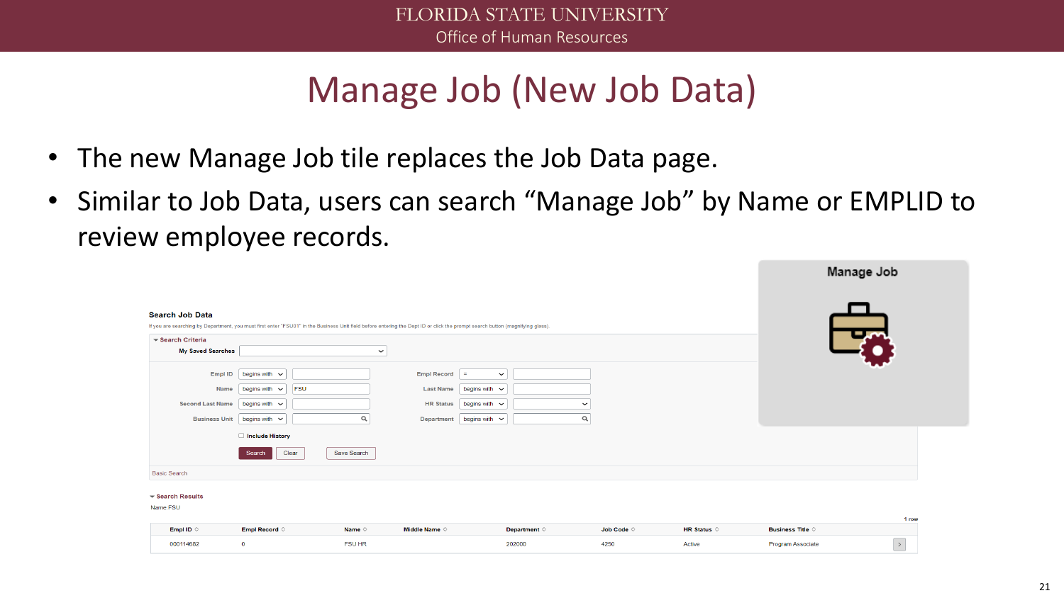# Manage Job (New Job Data)

- The new Manage Job tile replaces the Job Data page.
- Similar to Job Data, users can search "Manage Job" by Name or EMPLID to review employee records.

Manage Job

**Search Job Data**

If you are searching by Department, you must first enter "FSU01" in the Business Unit field before entering the Dept ID or click the prompt search button (magnifying glass).

▾ Search Criteria

My Saved Searches

| Field | Operator | Value | Field | Operator | Value |
|---|---|---|---|---|---|
| Empl ID | begins with | | Empl Record | = | |
| Name | begins with | FSU | Last Name | begins with | |
| Second Last Name | begins with | | HR Status | begins with | |
| Business Unit | begins with | | Department | begins with | |

Include History

Search | Clear | Save Search

Basic Search

▾ Search Results

Name:FSU

1 row

| Empl ID | Empl Record | Name | Middle Name | Department | Job Code | HR Status | Business Title |
|---|---|---|---|---|---|---|---|
| 000114682 | 0 | FSU HR | | 202000 | 4250 | Active | Program Associate |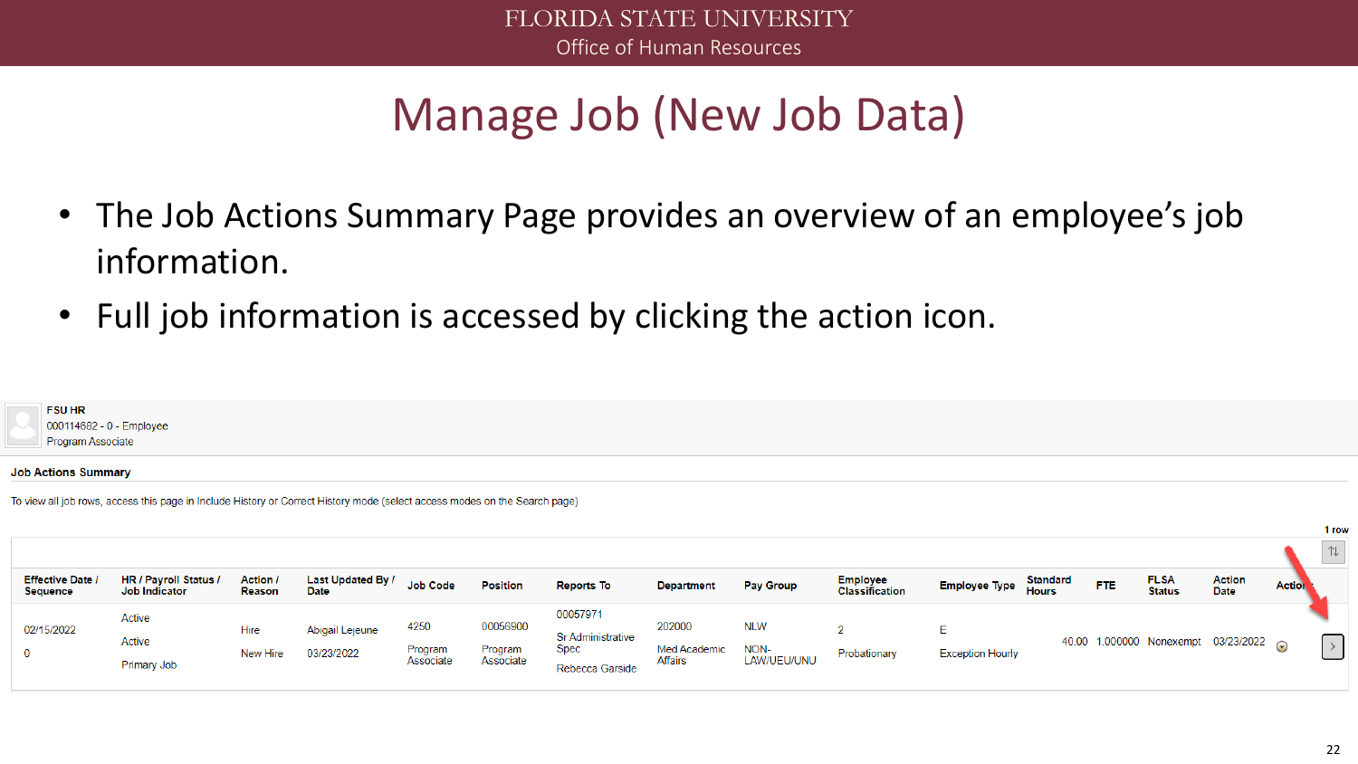# Manage Job (New Job Data)

- The Job Actions Summary Page provides an overview of an employee's job information.
- Full job information is accessed by clicking the action icon.

FSU HR
000114682 - 0 - Employee
Program Associate

**Job Actions Summary**

To view all job rows, access this page in Include History or Correct History mode (select access modes on the Search page)

1 row

| Effective Date / Sequence | HR / Payroll Status / Job Indicator | Action / Reason | Last Updated By / Date | Job Code | Position | Reports To | Department | Pay Group | Employee Classification | Employee Type | Standard Hours | FTE | FLSA Status | Action Date | Actions |
|---|---|---|---|---|---|---|---|---|---|---|---|---|---|---|---|
| 02/15/2022<br>0 | Active<br>Active<br>Primary Job | Hire<br>New Hire | Abigail Lejeune<br>03/23/2022 | 4250<br>Program Associate | 00056900<br>Program Associate | 00057971<br>Sr Administrative Spec<br>Rebecca Garside | 202000<br>Med Academic Affairs | NLW<br>NON-LAW/UEU/UNU | 2<br>Probationary | E<br>Exception Hourly | 40.00 | 1.000000 | Nonexempt | 03/23/2022 | |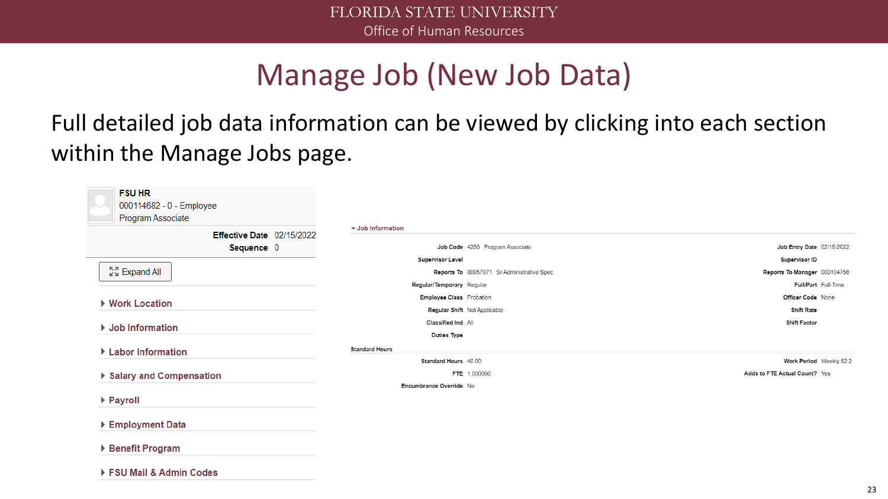# Manage Job (New Job Data)

Full detailed job data information can be viewed by clicking into each section within the Manage Jobs page.

**FSU HR**
000114682 - 0 - Employee
Program Associate

**Effective Date** 02/15/2022
**Sequence** 0

Expand All

- Work Location
- Job Information
- Labor Information
- Salary and Compensation
- Payroll
- Employment Data
- Benefit Program
- FSU Mail & Admin Codes

**Job Information**

| | | | |
|---|---|---|---|
| **Job Code** | 4250 Program Associate | **Job Entry Date** | 02/15/2022 |
| **Supervisor Level** | | **Supervisor ID** | |
| **Reports To** | 00057971 Sr Administrative Spec | **Reports To Manager** | 000104756 |
| **Regular/Temporary** | Regular | **Full/Part** | Full-Time |
| **Employee Class** | Probation | **Officer Code** | None |
| **Regular Shift** | Not Applicable | **Shift Rate** | |
| **Classified Ind** | All | **Shift Factor** | |
| **Duties Type** | | | |

**Standard Hours**

| | | | |
|---|---|---|---|
| **Standard Hours** | 40.00 | **Work Period** | Weekly 52.2 |
| **FTE** | 1.000000 | **Adds to FTE Actual Count?** | Yes |
| **Encumbrance Override** | No | | |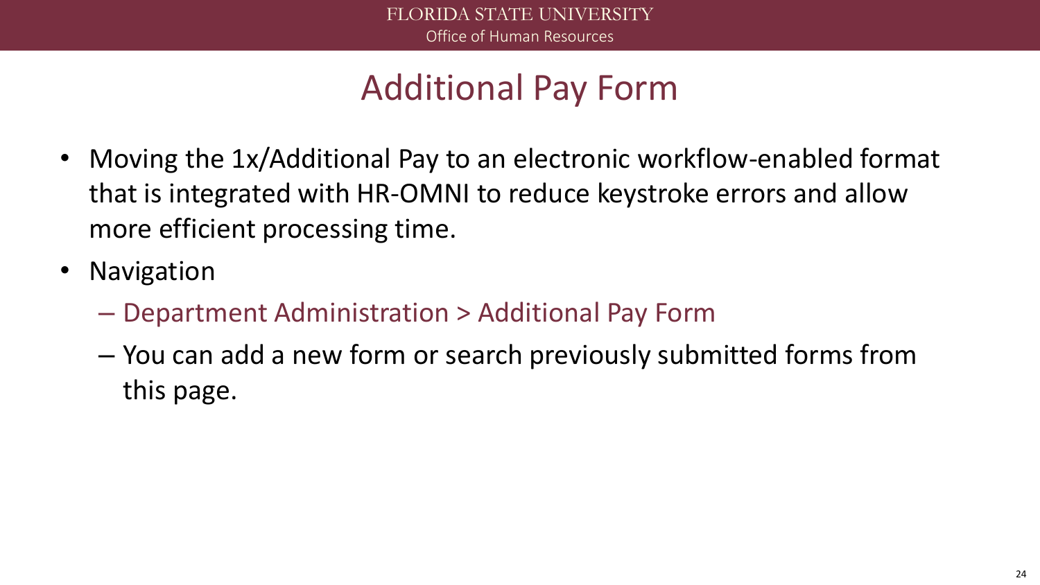# Additional Pay Form

- Moving the 1x/Additional Pay to an electronic workflow-enabled format that is integrated with HR-OMNI to reduce keystroke errors and allow more efficient processing time.
- Navigation
  - Department Administration > Additional Pay Form
  - You can add a new form or search previously submitted forms from this page.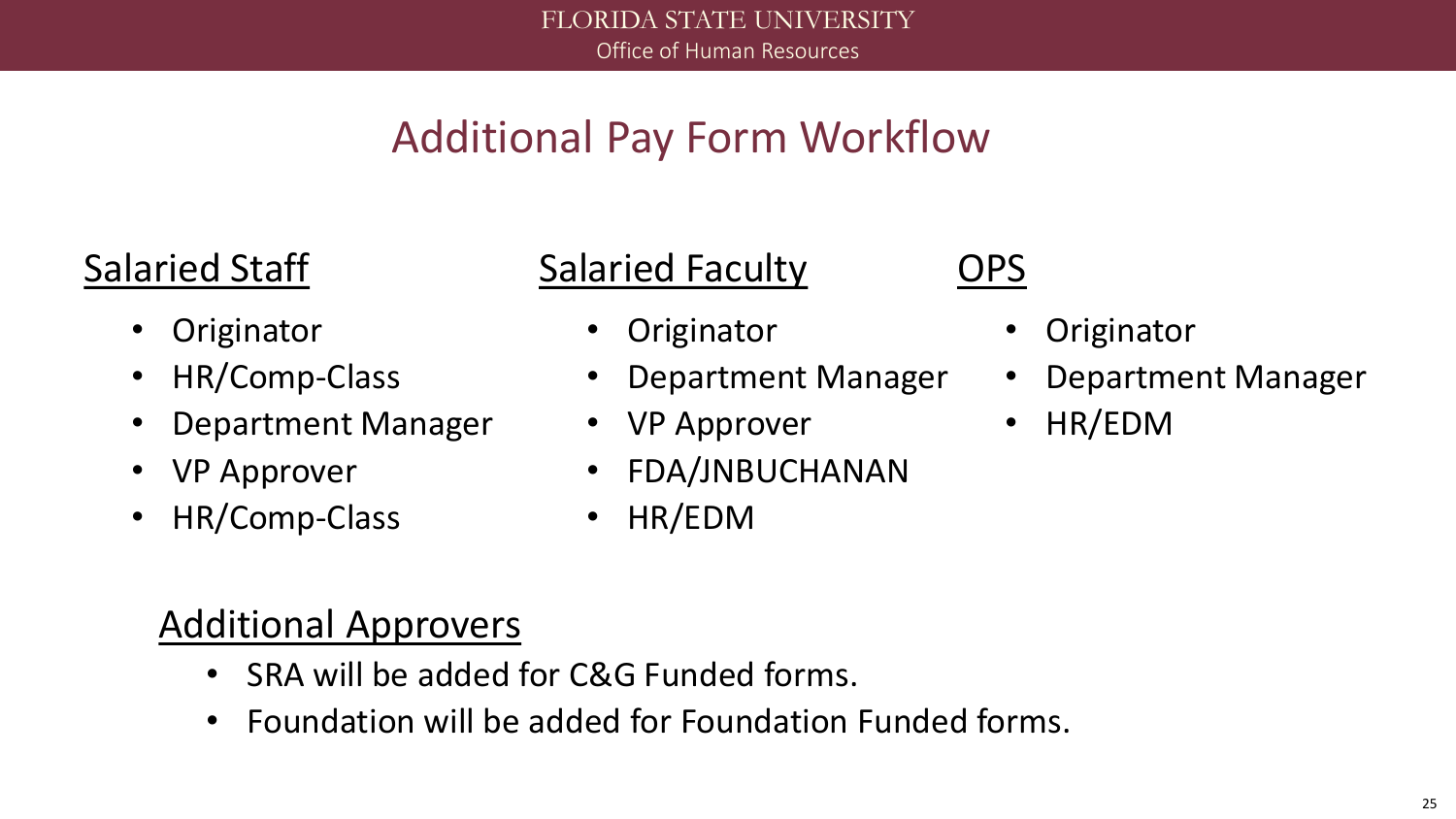# Additional Pay Form Workflow

## Salaried Staff

- Originator
- HR/Comp-Class
- Department Manager
- VP Approver
- HR/Comp-Class

## Salaried Faculty

- Originator
- Department Manager
- VP Approver
- FDA/JNBUCHANAN
- HR/EDM

## OPS

- Originator
- Department Manager
- HR/EDM

## Additional Approvers

- SRA will be added for C&G Funded forms.
- Foundation will be added for Foundation Funded forms.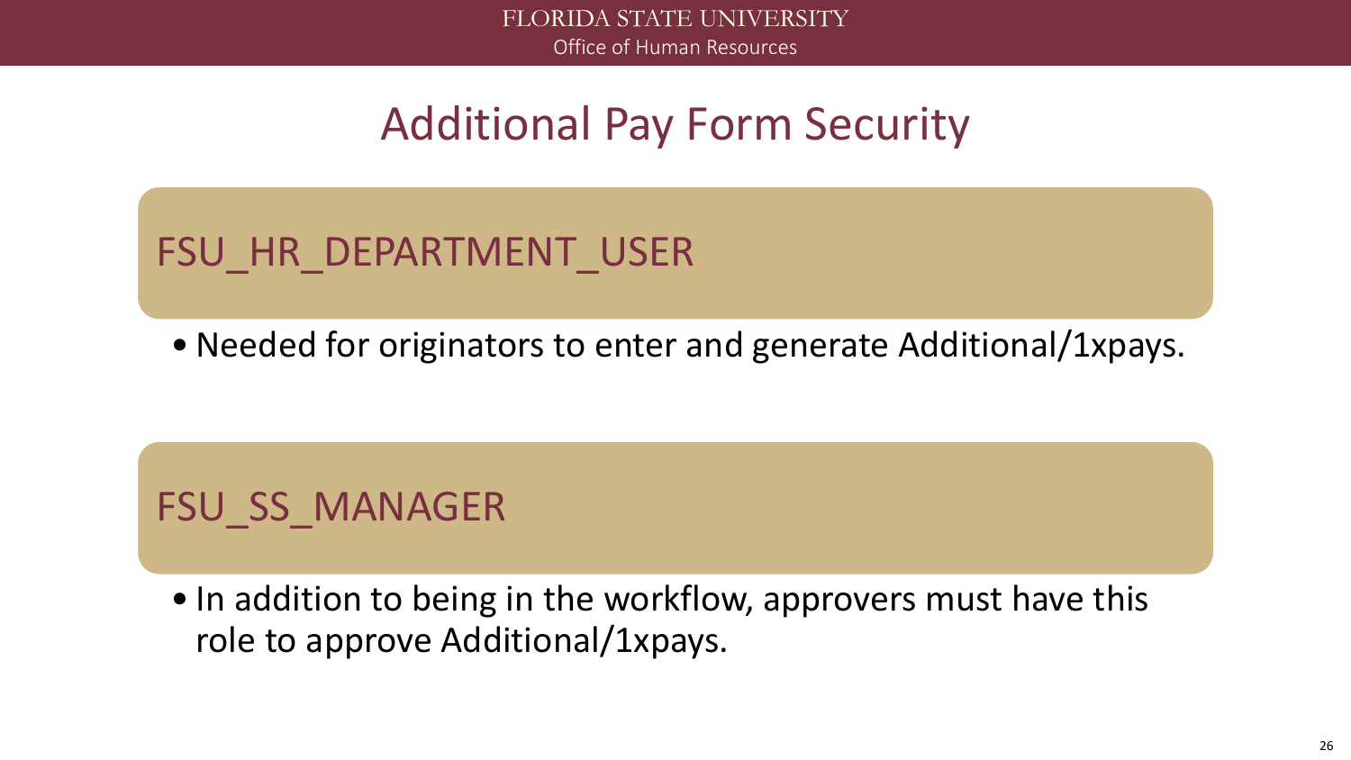# Additional Pay Form Security

## FSU_HR_DEPARTMENT_USER

- Needed for originators to enter and generate Additional/1xpays.

## FSU_SS_MANAGER

- In addition to being in the workflow, approvers must have this role to approve Additional/1xpays.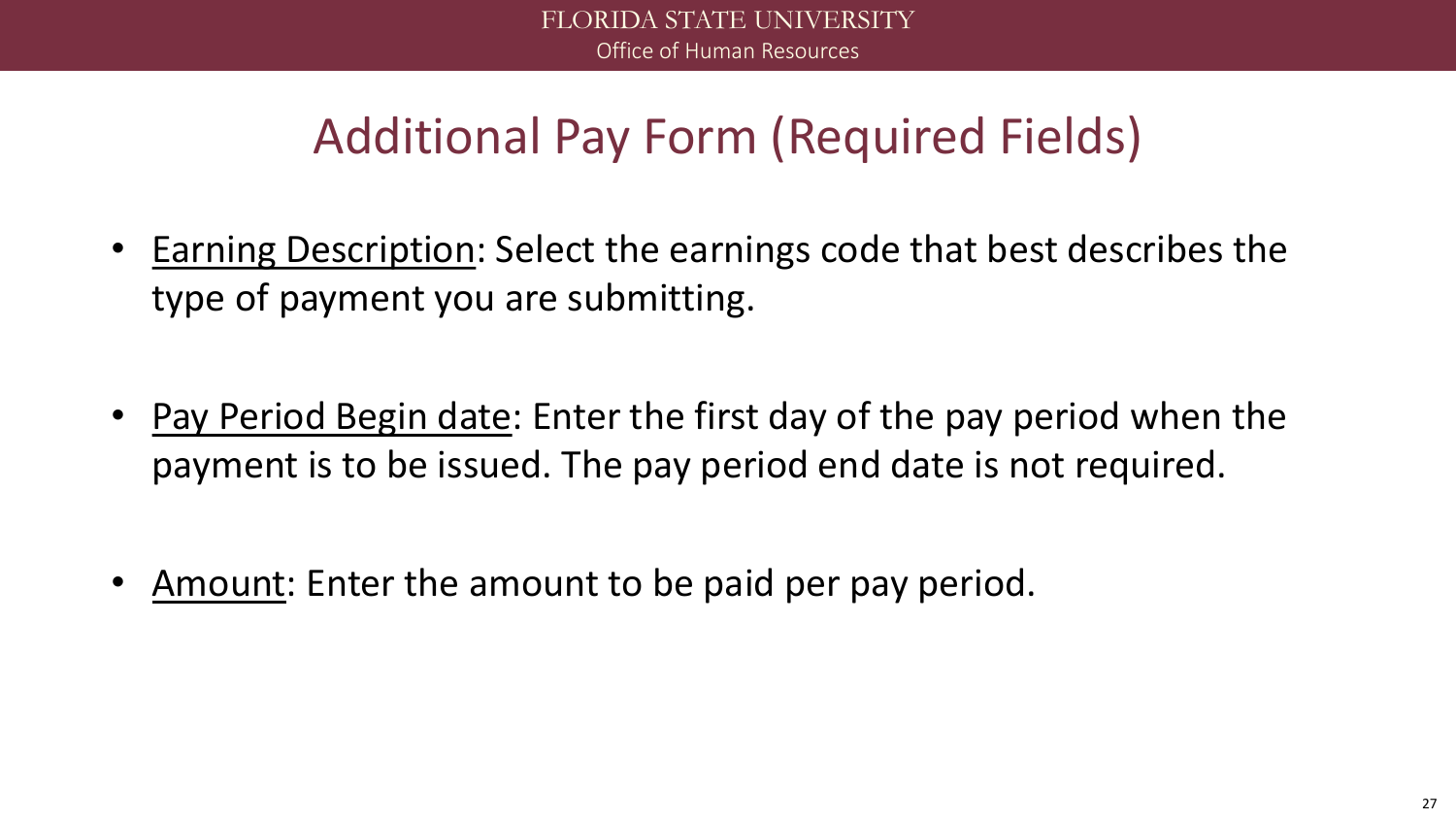# Additional Pay Form (Required Fields)

- Earning Description: Select the earnings code that best describes the type of payment you are submitting.

- Pay Period Begin date: Enter the first day of the pay period when the payment is to be issued. The pay period end date is not required.

- Amount: Enter the amount to be paid per pay period.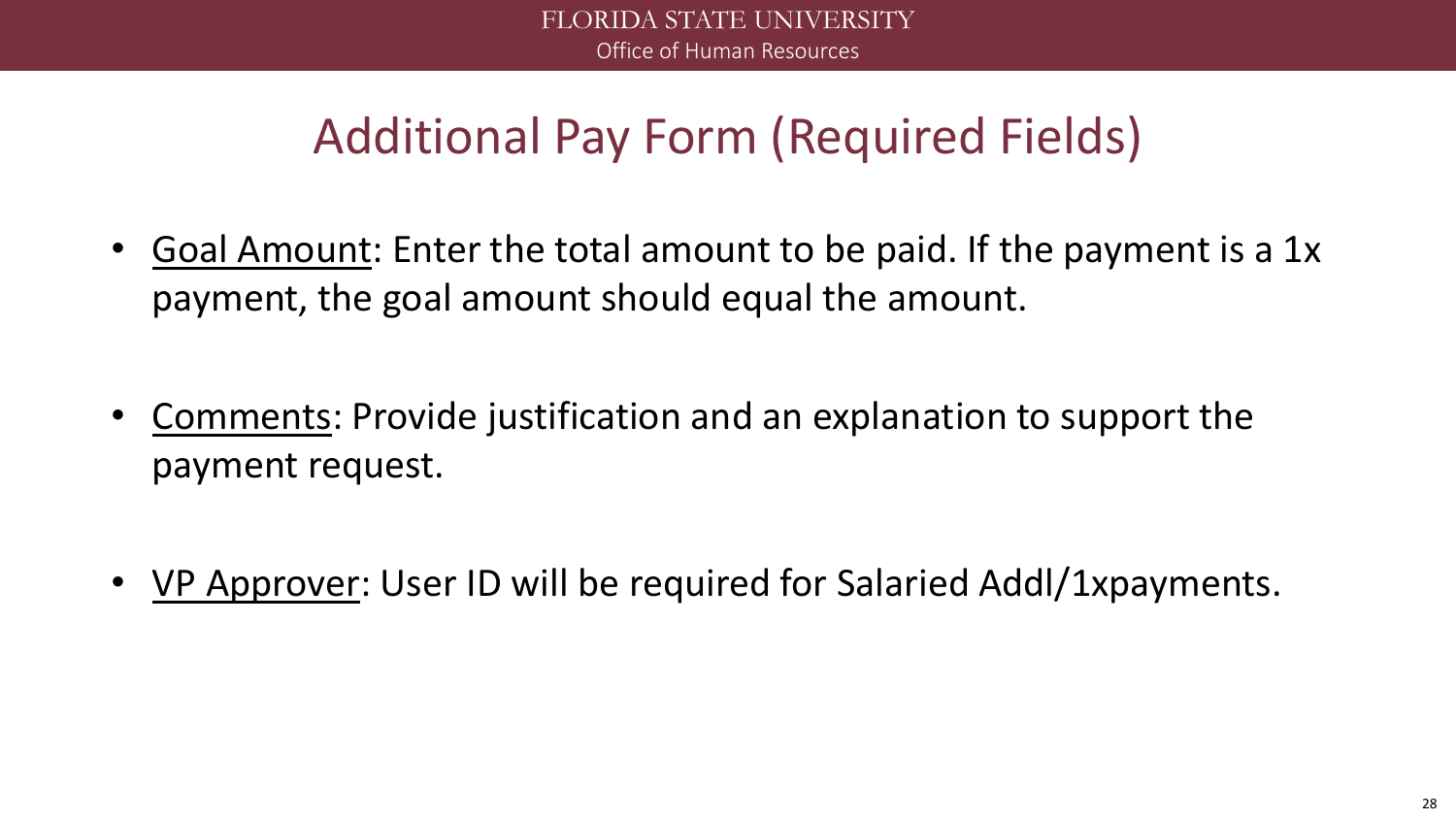# Additional Pay Form (Required Fields)

- Goal Amount: Enter the total amount to be paid. If the payment is a 1x payment, the goal amount should equal the amount.

- Comments: Provide justification and an explanation to support the payment request.

- VP Approver: User ID will be required for Salaried Addl/1xpayments.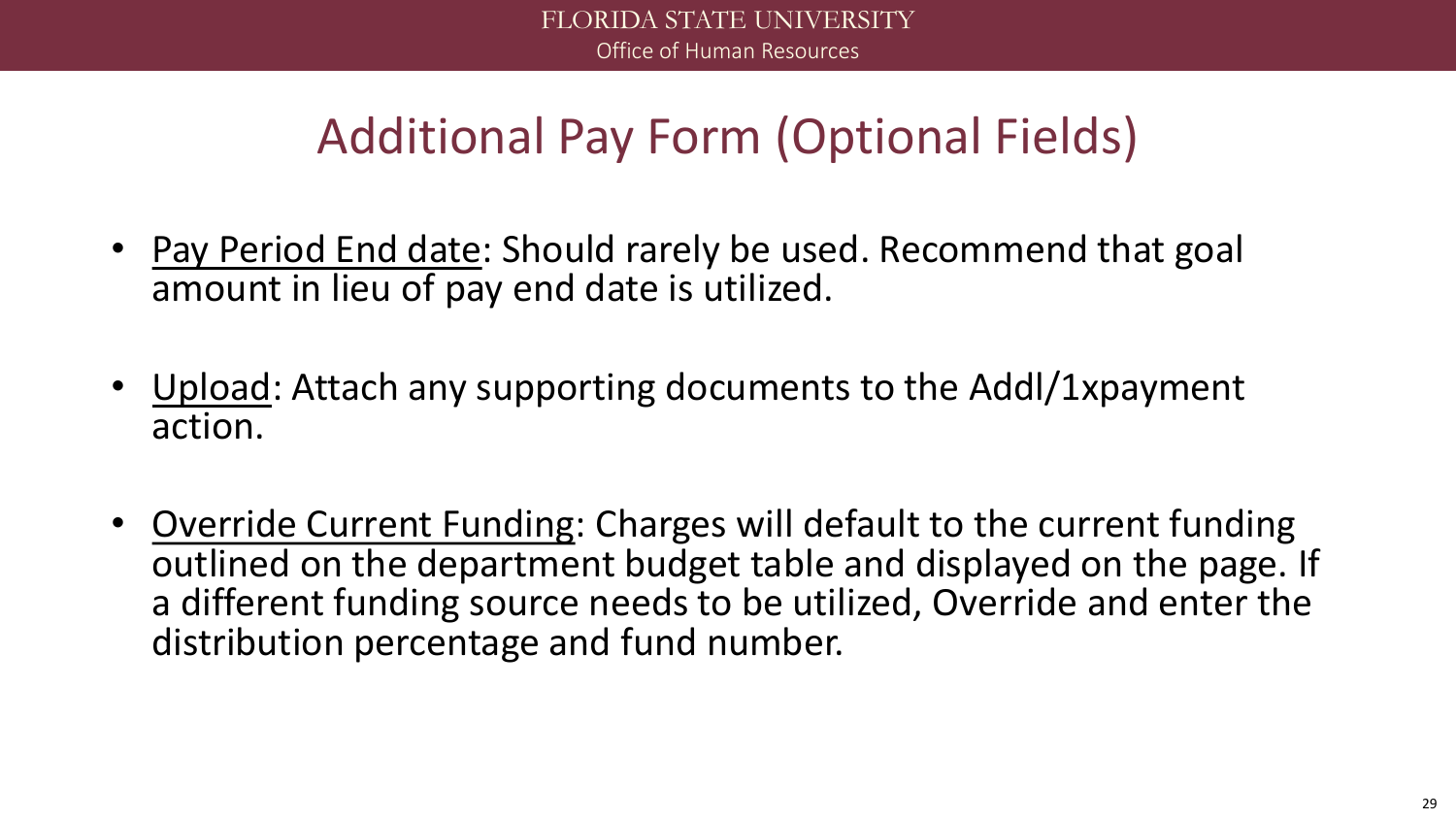# Additional Pay Form (Optional Fields)

- Pay Period End date: Should rarely be used. Recommend that goal amount in lieu of pay end date is utilized.
- Upload: Attach any supporting documents to the Addl/1xpayment action.
- Override Current Funding: Charges will default to the current funding outlined on the department budget table and displayed on the page. If a different funding source needs to be utilized, Override and enter the distribution percentage and fund number.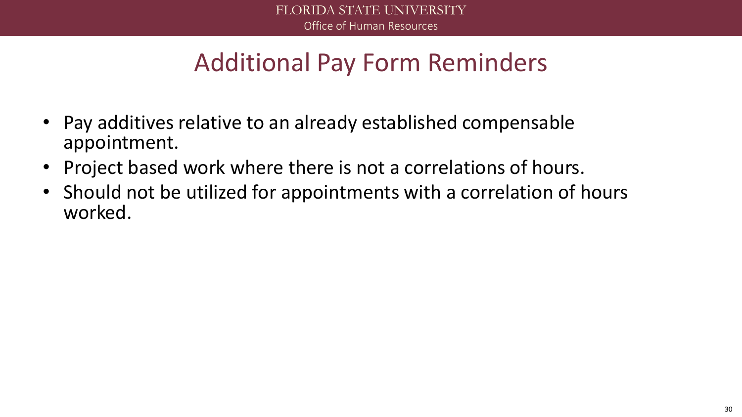# Additional Pay Form Reminders

- Pay additives relative to an already established compensable appointment.
- Project based work where there is not a correlations of hours.
- Should not be utilized for appointments with a correlation of hours worked.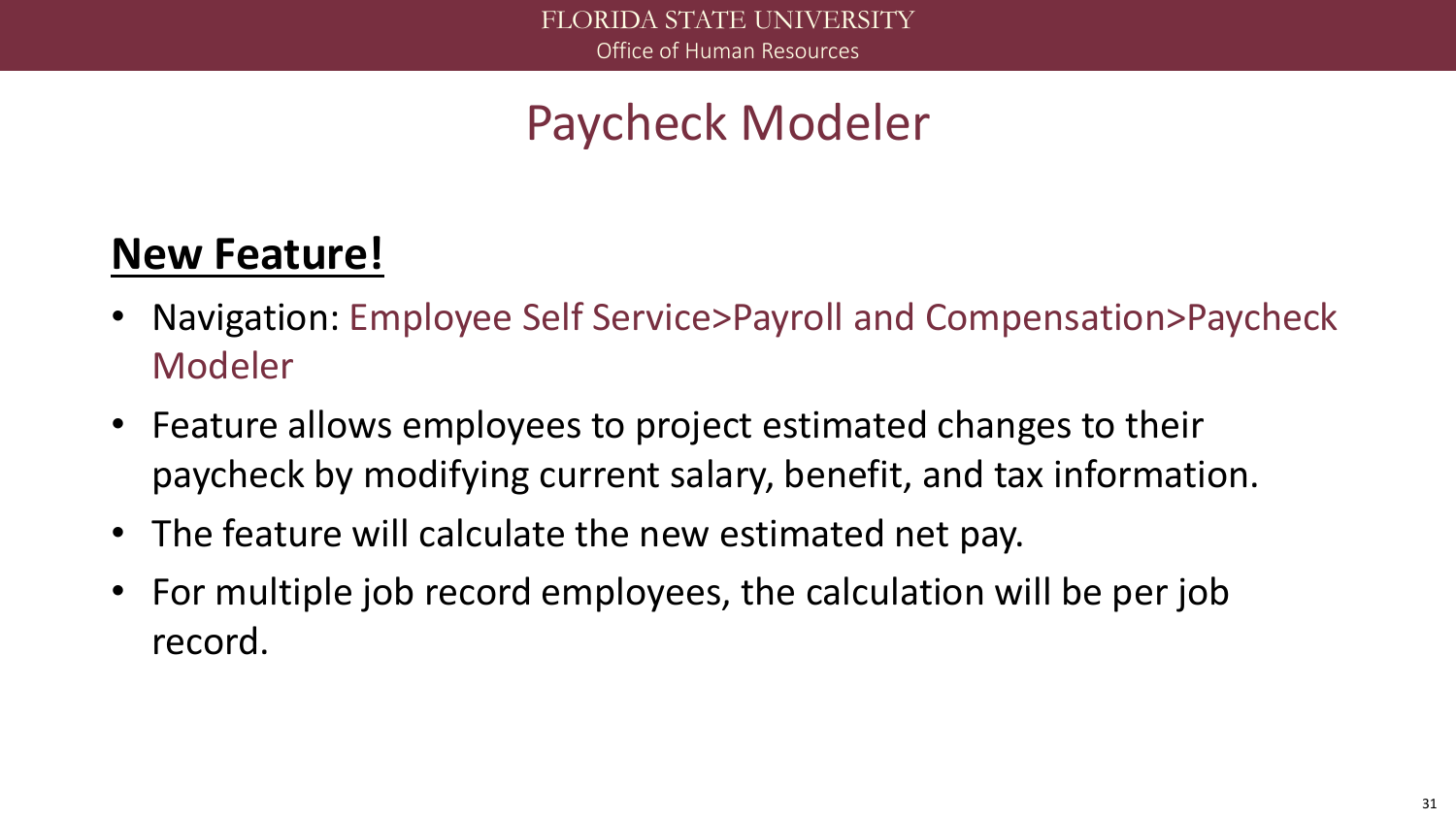# Paycheck Modeler

**New Feature!**

- Navigation: Employee Self Service>Payroll and Compensation>Paycheck Modeler
- Feature allows employees to project estimated changes to their paycheck by modifying current salary, benefit, and tax information.
- The feature will calculate the new estimated net pay.
- For multiple job record employees, the calculation will be per job record.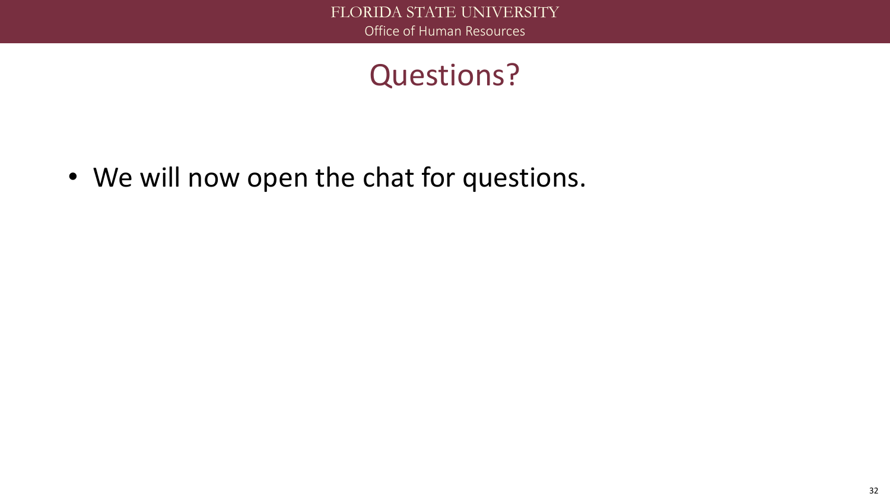# Questions?

- We will now open the chat for questions.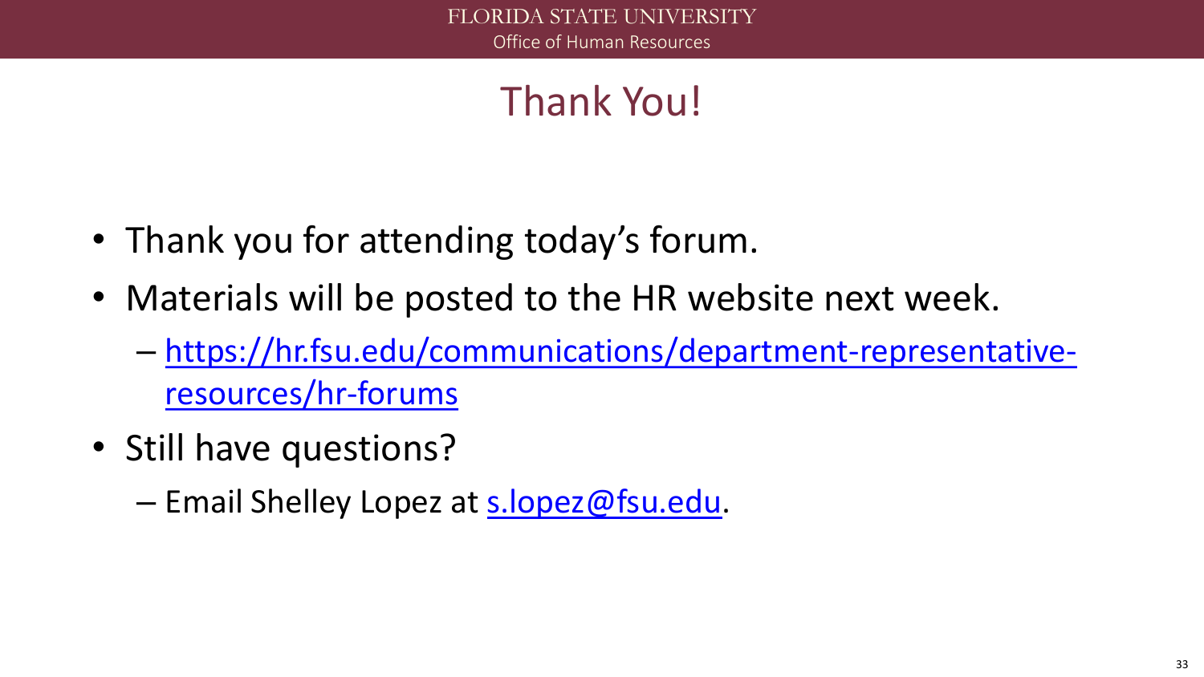# Thank You!

- Thank you for attending today's forum.
- Materials will be posted to the HR website next week.
  - https://hr.fsu.edu/communications/department-representative-resources/hr-forums
- Still have questions?
  - Email Shelley Lopez at s.lopez@fsu.edu.